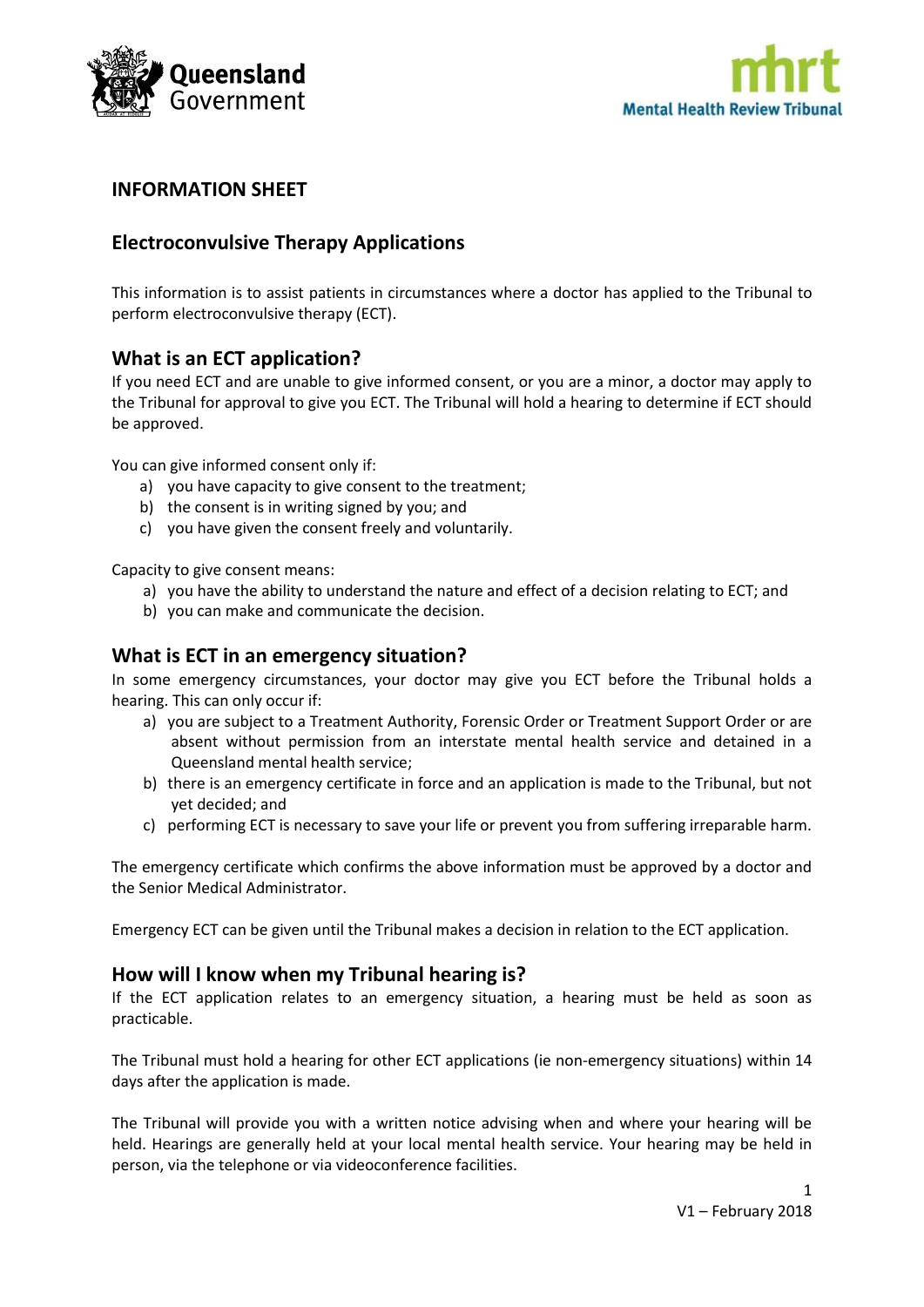# INFORMATION SHEET

## Electroconvulsive Therapy Applications

This information is to assist patients in circumstances where a doctor has applied to the Tribunal to perform electroconvulsive therapy (ECT).

## What is an ECT application?

If you need ECT and are unable to give informed consent, or you are a minor, a doctor may apply to the Tribunal for approval to give you ECT. The Tribunal will hold a hearing to determine if ECT should be approved.

You can give informed consent only if:

a) you have capacity to give consent to the treatment;
b) the consent is in writing signed by you; and
c) you have given the consent freely and voluntarily.

Capacity to give consent means:

a) you have the ability to understand the nature and effect of a decision relating to ECT; and
b) you can make and communicate the decision.

## What is ECT in an emergency situation?

In some emergency circumstances, your doctor may give you ECT before the Tribunal holds a hearing. This can only occur if:

a) you are subject to a Treatment Authority, Forensic Order or Treatment Support Order or are absent without permission from an interstate mental health service and detained in a Queensland mental health service;
b) there is an emergency certificate in force and an application is made to the Tribunal, but not yet decided; and
c) performing ECT is necessary to save your life or prevent you from suffering irreparable harm.

The emergency certificate which confirms the above information must be approved by a doctor and the Senior Medical Administrator.

Emergency ECT can be given until the Tribunal makes a decision in relation to the ECT application.

## How will I know when my Tribunal hearing is?

If the ECT application relates to an emergency situation, a hearing must be held as soon as practicable.

The Tribunal must hold a hearing for other ECT applications (ie non-emergency situations) within 14 days after the application is made.

The Tribunal will provide you with a written notice advising when and where your hearing will be held. Hearings are generally held at your local mental health service. Your hearing may be held in person, via the telephone or via videoconference facilities.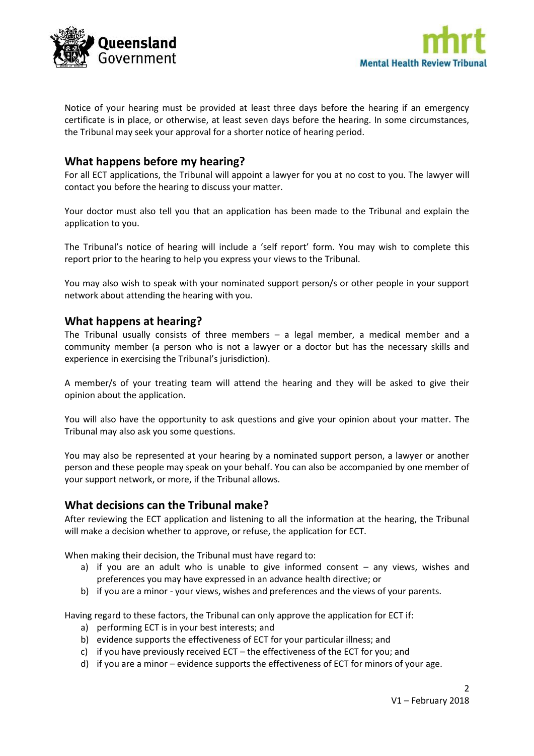Notice of your hearing must be provided at least three days before the hearing if an emergency certificate is in place, or otherwise, at least seven days before the hearing. In some circumstances, the Tribunal may seek your approval for a shorter notice of hearing period.

## What happens before my hearing?

For all ECT applications, the Tribunal will appoint a lawyer for you at no cost to you. The lawyer will contact you before the hearing to discuss your matter.

Your doctor must also tell you that an application has been made to the Tribunal and explain the application to you.

The Tribunal's notice of hearing will include a 'self report' form. You may wish to complete this report prior to the hearing to help you express your views to the Tribunal.

You may also wish to speak with your nominated support person/s or other people in your support network about attending the hearing with you.

## What happens at hearing?

The Tribunal usually consists of three members – a legal member, a medical member and a community member (a person who is not a lawyer or a doctor but has the necessary skills and experience in exercising the Tribunal's jurisdiction).

A member/s of your treating team will attend the hearing and they will be asked to give their opinion about the application.

You will also have the opportunity to ask questions and give your opinion about your matter. The Tribunal may also ask you some questions.

You may also be represented at your hearing by a nominated support person, a lawyer or another person and these people may speak on your behalf. You can also be accompanied by one member of your support network, or more, if the Tribunal allows.

## What decisions can the Tribunal make?

After reviewing the ECT application and listening to all the information at the hearing, the Tribunal will make a decision whether to approve, or refuse, the application for ECT.

When making their decision, the Tribunal must have regard to:

a) if you are an adult who is unable to give informed consent – any views, wishes and preferences you may have expressed in an advance health directive; or
b) if you are a minor - your views, wishes and preferences and the views of your parents.

Having regard to these factors, the Tribunal can only approve the application for ECT if:

a) performing ECT is in your best interests; and
b) evidence supports the effectiveness of ECT for your particular illness; and
c) if you have previously received ECT – the effectiveness of the ECT for you; and
d) if you are a minor – evidence supports the effectiveness of ECT for minors of your age.

V1 – February 2018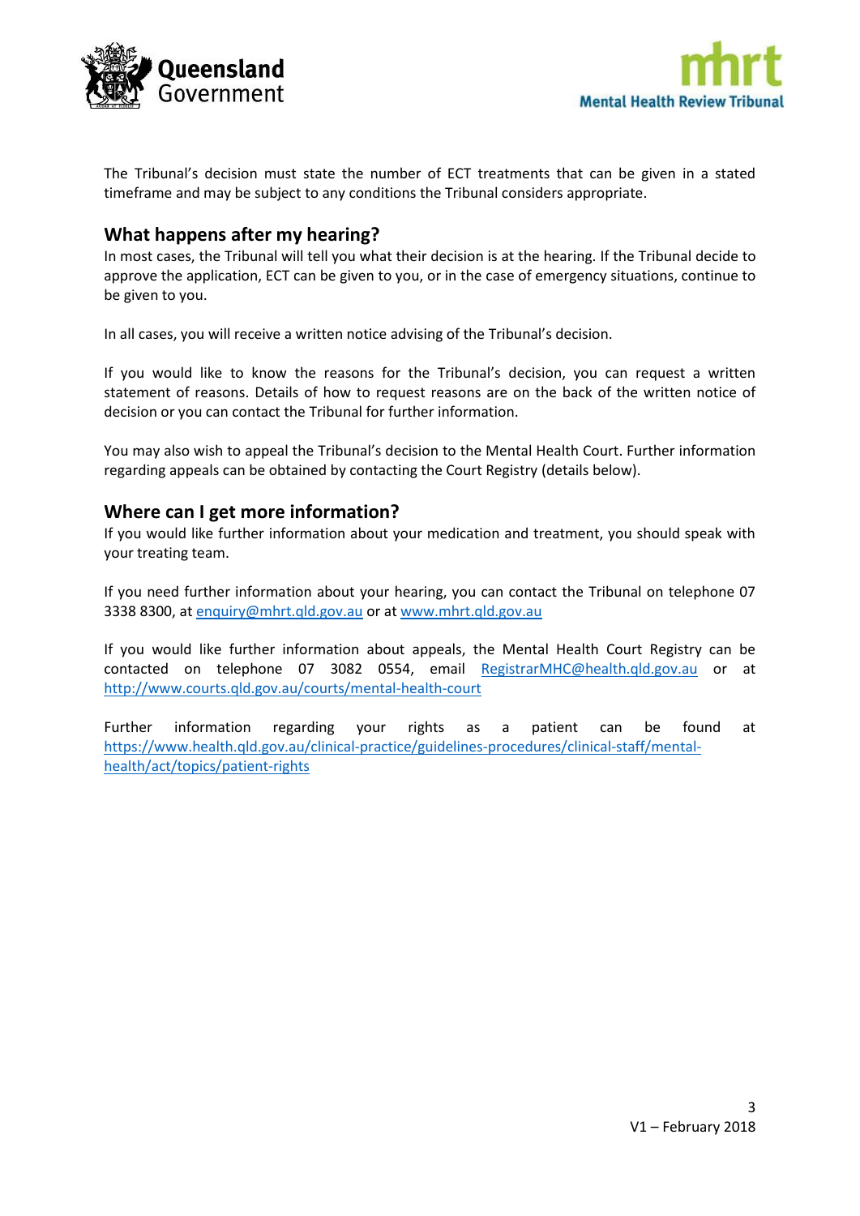The Tribunal's decision must state the number of ECT treatments that can be given in a stated timeframe and may be subject to any conditions the Tribunal considers appropriate.

## What happens after my hearing?

In most cases, the Tribunal will tell you what their decision is at the hearing. If the Tribunal decide to approve the application, ECT can be given to you, or in the case of emergency situations, continue to be given to you.

In all cases, you will receive a written notice advising of the Tribunal's decision.

If you would like to know the reasons for the Tribunal's decision, you can request a written statement of reasons. Details of how to request reasons are on the back of the written notice of decision or you can contact the Tribunal for further information.

You may also wish to appeal the Tribunal's decision to the Mental Health Court. Further information regarding appeals can be obtained by contacting the Court Registry (details below).

## Where can I get more information?

If you would like further information about your medication and treatment, you should speak with your treating team.

If you need further information about your hearing, you can contact the Tribunal on telephone 07 3338 8300, at enquiry@mhrt.qld.gov.au or at www.mhrt.qld.gov.au

If you would like further information about appeals, the Mental Health Court Registry can be contacted on telephone 07 3082 0554, email RegistrarMHC@health.qld.gov.au or at http://www.courts.qld.gov.au/courts/mental-health-court

Further information regarding your rights as a patient can be found at https://www.health.qld.gov.au/clinical-practice/guidelines-procedures/clinical-staff/mental-health/act/topics/patient-rights

V1 – February 2018